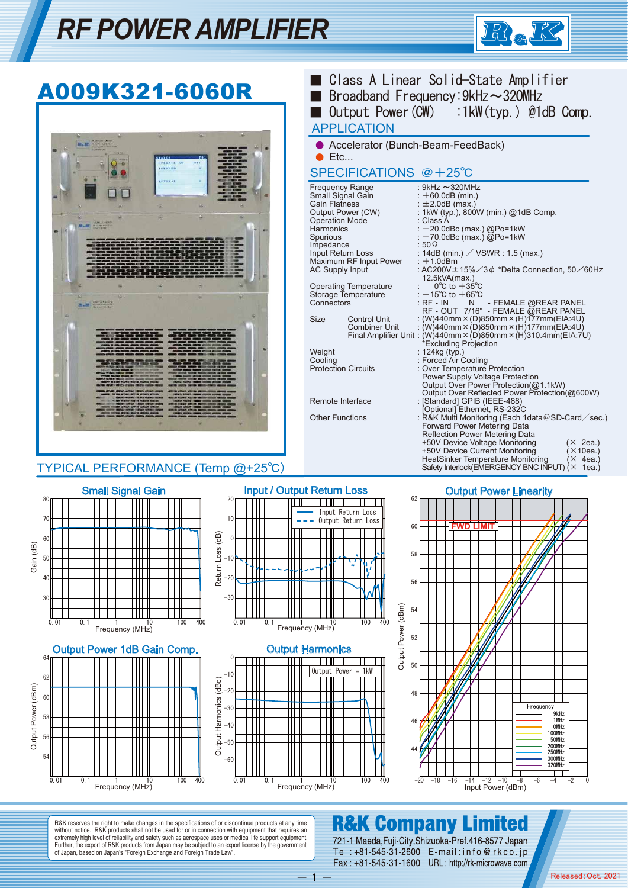# RF POWER AMPLIFIER

## A009K321-6060R

- Class A Linear Solid-State Amplifier
- Broadband Frequency:9kHz～320MHz
- Output Power (CW)　:1kW(typ.) @1dB Comp.

## APPLICATION

- Accelerator (Bunch-Beam-FeedBack)
- Etc...

## SPECIFICATIONS @＋25℃

| | |
|---|---|
| Frequency Range | : 9kHz ～320MHz |
| Small Signal Gain | : ＋60.0dB (min.) |
| Gain Flatness | : ±2.0dB (max.) |
| Output Power (CW) | : 1kW (typ.), 800W (min.) @1dB Comp. |
| Operation Mode | : Class A |
| Harmonics | : −20.0dBc (max.) @Po=1kW |
| Spurious | : −70.0dBc (max.) @Po=1kW |
| Impedance | : 50Ω |
| Input Return Loss | : 14dB (min.) ／ VSWR : 1.5 (max.) |
| Maximum RF Input Power | : ＋1.0dBm |
| AC Supply Input | : AC200V±15%／3φ *Delta Connection, 50／60Hz 12.5kVA(max.) |
| Operating Temperature | : 0℃ to ＋35℃ |
| Storage Temperature | : −15℃ to ＋65℃ |
| Connectors | : RF - IN　N　- FEMALE @REAR PANEL<br>RF - OUT 7/16" - FEMALE @REAR PANEL |
| Size　Control Unit | : (W)440mm×(D)850mm×(H)177mm(EIA:4U) |
| Combiner Unit | : (W)440mm×(D)850mm×(H)177mm(EIA:4U) |
| Final Amplifier Unit | : (W)440mm×(D)850mm×(H)310.4mm(EIA:7U)<br>*Excluding Projection |
| Weight | : 124kg (typ.) |
| Cooling | : Forced Air Cooling |
| Protection Circuits | : Over Temperature Protection<br>Power Supply Voltage Protection<br>Output Over Power Protection(@1.1kW)<br>Output Over Reflected Power Protection(@600W) |
| Remote Interface | : [Standard] GPIB (IEEE-488)<br>[Optional] Ethernet, RS-232C |
| Other Functions | : R&K Multi Monitoring (Each 1data@SD-Card／sec.)<br>Forward Power Metering Data<br>Reflection Power Metering Data<br>+50V Device Voltage Monitoring (× 2ea.)<br>+50V Device Current Monitoring (×10ea.)<br>HeatSinker Temperature Monitoring (× 4ea.)<br>Safety Interlock(EMERGENCY BNC INPUT) (× 1ea.) |

## TYPICAL PERFORMANCE (Temp @+25℃)

Small Signal Gain

Input / Output Return Loss

Output Power Linearity

Output Power 1dB Gain Comp.

Output Harmonics

---

R&K reserves the right to make changes in the specifications of or discontinue products at any time without notice. R&K products shall not be used for or in connection with equipment that requires an extremely high level of reliability and safety such as aerospace uses or medical life support equipment. Further, the export of R&K products from Japan may be subject to an export license by the government of Japan, based on Japan's "Foreign Exchange and Foreign Trade Law".

**R&K Company Limited**

721-1 Maeda,Fuji-City,Shizuoka-Pref.416-8577 Japan
Tel : +81-545-31-2600　E-mail : info@rkco.jp
Fax : +81-545-31-1600　URL : http://rk-microwave.com

Released: Oct. 2021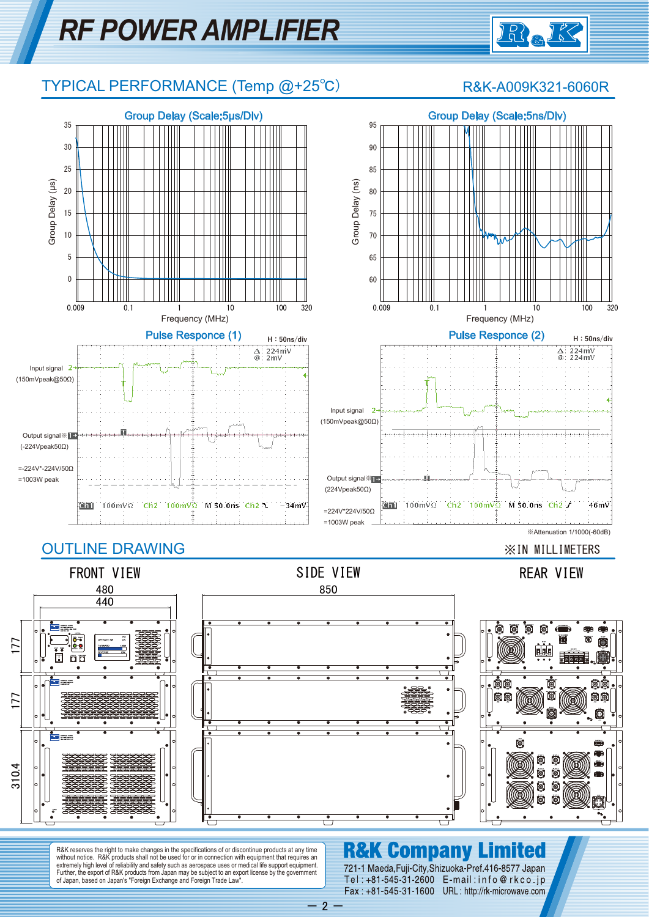# RF POWER AMPLIFIER

## TYPICAL PERFORMANCE (Temp @+25℃)

R&K-A009K321-6060R

Group Delay (Scale:5μs/Div)

Group Delay (μs)

35
30
25
20
15
10
5
0

0.009
0.1
1
10
100
320

Frequency (MHz)

Group Delay (Scale:5ns/Div)

Group Delay (ns)

95
90
85
80
75
70
65
60

0.009
0.1
1
10
100
320

Frequency (MHz)

Pulse Responce (1)

H : 50ns/div

Δ: 224mV
@: 2mV

Input signal
(150mVpeak@50Ω)

Output signal※
(-224Vpeak50Ω)

=-224V*-224V/50Ω
=1003W peak

Ch1 100mVΩ Ch2 100mVΩ M 50.0ns Ch2 ↘ -34mV

Pulse Responce (2)

H : 50ns/div

Δ: 224mV
@: 224mV

Input signal
(150mVpeak@50Ω)

Output signal※
(224Vpeak50Ω)

=224V*224V/50Ω
=1003W peak

Ch1 100mVΩ Ch2 100mVΩ M 50.0ns Ch2 ↗ 46mV

※Attenuation 1/1000(-60dB)

## OUTLINE DRAWING

※IN MILLIMETERS

FRONT VIEW

480
440

177
177
310.4

SIDE VIEW

850

REAR VIEW

R&K reserves the right to make changes in the specifications of or discontinue products at any time without notice. R&K products shall not be used for or in connection with equipment that requires an extremely high level of reliability and safety such as aerospace uses or medical life support equipment. Further, the export of R&K products from Japan may be subject to an export license by the government of Japan, based on Japan's "Foreign Exchange and Foreign Trade Law".

**R&K Company Limited**

721-1 Maeda,Fuji-City,Shizuoka-Pref.416-8577 Japan
Tel : +81-545-31-2600 E-mail : info@rkco.jp
Fax : +81-545-31-1600 URL : http://rk-microwave.com